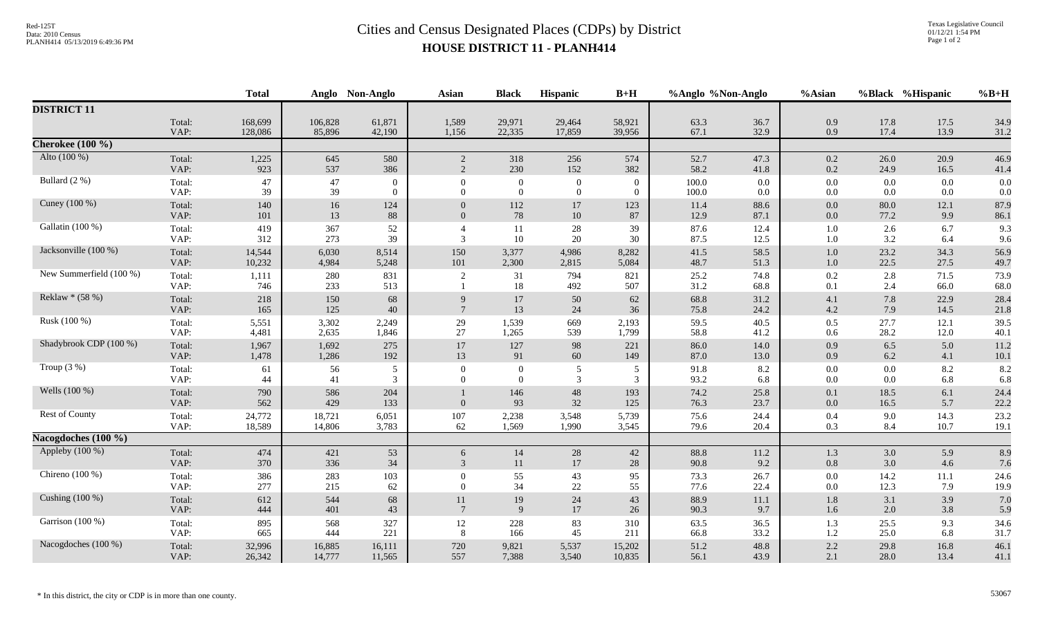# Cities and Census Designated Places (CDPs) by District

## HOUSE DISTRICT 11 - PLANH414

| | | Total | Anglo | Non-Anglo | Asian | Black | Hispanic | B+H | %Anglo | %Non-Anglo | %Asian | %Black | %Hispanic | %B+H |
|---|---|---|---|---|---|---|---|---|---|---|---|---|---|---|
| **DISTRICT 11** | | | | | | | | | | | | | | |
| | Total: | 168,699 | 106,828 | 61,871 | 1,589 | 29,971 | 29,464 | 58,921 | 63.3 | 36.7 | 0.9 | 17.8 | 17.5 | 34.9 |
| | VAP: | 128,086 | 85,896 | 42,190 | 1,156 | 22,335 | 17,859 | 39,956 | 67.1 | 32.9 | 0.9 | 17.4 | 13.9 | 31.2 |
| **Cherokee (100 %)** | | | | | | | | | | | | | | |
| Alto (100 %) | Total: | 1,225 | 645 | 580 | 2 | 318 | 256 | 574 | 52.7 | 47.3 | 0.2 | 26.0 | 20.9 | 46.9 |
| | VAP: | 923 | 537 | 386 | 2 | 230 | 152 | 382 | 58.2 | 41.8 | 0.2 | 24.9 | 16.5 | 41.4 |
| Bullard (2 %) | Total: | 47 | 47 | 0 | 0 | 0 | 0 | 0 | 100.0 | 0.0 | 0.0 | 0.0 | 0.0 | 0.0 |
| | VAP: | 39 | 39 | 0 | 0 | 0 | 0 | 0 | 100.0 | 0.0 | 0.0 | 0.0 | 0.0 | 0.0 |
| Cuney (100 %) | Total: | 140 | 16 | 124 | 0 | 112 | 17 | 123 | 11.4 | 88.6 | 0.0 | 80.0 | 12.1 | 87.9 |
| | VAP: | 101 | 13 | 88 | 0 | 78 | 10 | 87 | 12.9 | 87.1 | 0.0 | 77.2 | 9.9 | 86.1 |
| Gallatin (100 %) | Total: | 419 | 367 | 52 | 4 | 11 | 28 | 39 | 87.6 | 12.4 | 1.0 | 2.6 | 6.7 | 9.3 |
| | VAP: | 312 | 273 | 39 | 3 | 10 | 20 | 30 | 87.5 | 12.5 | 1.0 | 3.2 | 6.4 | 9.6 |
| Jacksonville (100 %) | Total: | 14,544 | 6,030 | 8,514 | 150 | 3,377 | 4,986 | 8,282 | 41.5 | 58.5 | 1.0 | 23.2 | 34.3 | 56.9 |
| | VAP: | 10,232 | 4,984 | 5,248 | 101 | 2,300 | 2,815 | 5,084 | 48.7 | 51.3 | 1.0 | 22.5 | 27.5 | 49.7 |
| New Summerfield (100 %) | Total: | 1,111 | 280 | 831 | 2 | 31 | 794 | 821 | 25.2 | 74.8 | 0.2 | 2.8 | 71.5 | 73.9 |
| | VAP: | 746 | 233 | 513 | 1 | 18 | 492 | 507 | 31.2 | 68.8 | 0.1 | 2.4 | 66.0 | 68.0 |
| Reklaw * (58 %) | Total: | 218 | 150 | 68 | 9 | 17 | 50 | 62 | 68.8 | 31.2 | 4.1 | 7.8 | 22.9 | 28.4 |
| | VAP: | 165 | 125 | 40 | 7 | 13 | 24 | 36 | 75.8 | 24.2 | 4.2 | 7.9 | 14.5 | 21.8 |
| Rusk (100 %) | Total: | 5,551 | 3,302 | 2,249 | 29 | 1,539 | 669 | 2,193 | 59.5 | 40.5 | 0.5 | 27.7 | 12.1 | 39.5 |
| | VAP: | 4,481 | 2,635 | 1,846 | 27 | 1,265 | 539 | 1,799 | 58.8 | 41.2 | 0.6 | 28.2 | 12.0 | 40.1 |
| Shadybrook CDP (100 %) | Total: | 1,967 | 1,692 | 275 | 17 | 127 | 98 | 221 | 86.0 | 14.0 | 0.9 | 6.5 | 5.0 | 11.2 |
| | VAP: | 1,478 | 1,286 | 192 | 13 | 91 | 60 | 149 | 87.0 | 13.0 | 0.9 | 6.2 | 4.1 | 10.1 |
| Troup (3 %) | Total: | 61 | 56 | 5 | 0 | 0 | 5 | 5 | 91.8 | 8.2 | 0.0 | 0.0 | 8.2 | 8.2 |
| | VAP: | 44 | 41 | 3 | 0 | 0 | 3 | 3 | 93.2 | 6.8 | 0.0 | 0.0 | 6.8 | 6.8 |
| Wells (100 %) | Total: | 790 | 586 | 204 | 1 | 146 | 48 | 193 | 74.2 | 25.8 | 0.1 | 18.5 | 6.1 | 24.4 |
| | VAP: | 562 | 429 | 133 | 0 | 93 | 32 | 125 | 76.3 | 23.7 | 0.0 | 16.5 | 5.7 | 22.2 |
| Rest of County | Total: | 24,772 | 18,721 | 6,051 | 107 | 2,238 | 3,548 | 5,739 | 75.6 | 24.4 | 0.4 | 9.0 | 14.3 | 23.2 |
| | VAP: | 18,589 | 14,806 | 3,783 | 62 | 1,569 | 1,990 | 3,545 | 79.6 | 20.4 | 0.3 | 8.4 | 10.7 | 19.1 |
| **Nacogdoches (100 %)** | | | | | | | | | | | | | | |
| Appleby (100 %) | Total: | 474 | 421 | 53 | 6 | 14 | 28 | 42 | 88.8 | 11.2 | 1.3 | 3.0 | 5.9 | 8.9 |
| | VAP: | 370 | 336 | 34 | 3 | 11 | 17 | 28 | 90.8 | 9.2 | 0.8 | 3.0 | 4.6 | 7.6 |
| Chireno (100 %) | Total: | 386 | 283 | 103 | 0 | 55 | 43 | 95 | 73.3 | 26.7 | 0.0 | 14.2 | 11.1 | 24.6 |
| | VAP: | 277 | 215 | 62 | 0 | 34 | 22 | 55 | 77.6 | 22.4 | 0.0 | 12.3 | 7.9 | 19.9 |
| Cushing (100 %) | Total: | 612 | 544 | 68 | 11 | 19 | 24 | 43 | 88.9 | 11.1 | 1.8 | 3.1 | 3.9 | 7.0 |
| | VAP: | 444 | 401 | 43 | 7 | 9 | 17 | 26 | 90.3 | 9.7 | 1.6 | 2.0 | 3.8 | 5.9 |
| Garrison (100 %) | Total: | 895 | 568 | 327 | 12 | 228 | 83 | 310 | 63.5 | 36.5 | 1.3 | 25.5 | 9.3 | 34.6 |
| | VAP: | 665 | 444 | 221 | 8 | 166 | 45 | 211 | 66.8 | 33.2 | 1.2 | 25.0 | 6.8 | 31.7 |
| Nacogdoches (100 %) | Total: | 32,996 | 16,885 | 16,111 | 720 | 9,821 | 5,537 | 15,202 | 51.2 | 48.8 | 2.2 | 29.8 | 16.8 | 46.1 |
| | VAP: | 26,342 | 14,777 | 11,565 | 557 | 7,388 | 3,540 | 10,835 | 56.1 | 43.9 | 2.1 | 28.0 | 13.4 | 41.1 |

* In this district, the city or CDP is in more than one county.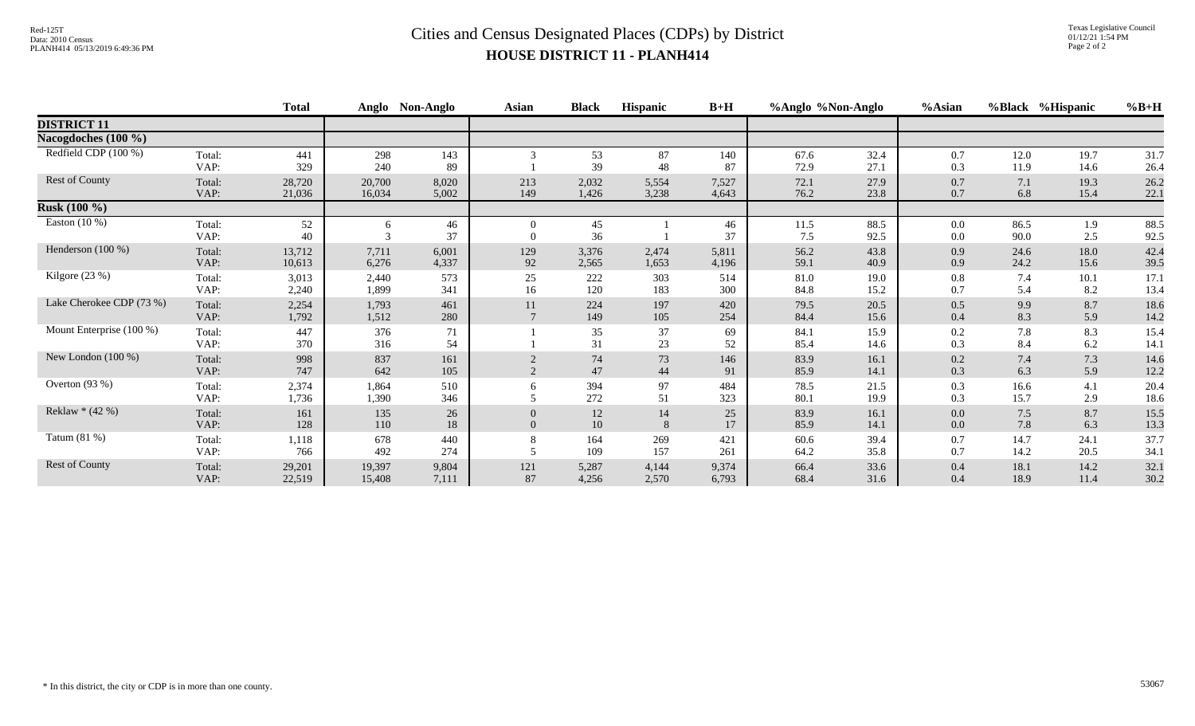# Cities and Census Designated Places (CDPs) by District
## HOUSE DISTRICT 11 - PLANH414

| | | Total | Anglo | Non-Anglo | Asian | Black | Hispanic | B+H | %Anglo | %Non-Anglo | %Asian | %Black | %Hispanic | %B+H |
|---|---|---|---|---|---|---|---|---|---|---|---|---|---|---|
| **DISTRICT 11** | | | | | | | | | | | | | | |
| **Nacogdoches (100 %)** | | | | | | | | | | | | | | |
| Redfield CDP (100 %) | Total: | 441 | 298 | 143 | 3 | 53 | 87 | 140 | 67.6 | 32.4 | 0.7 | 12.0 | 19.7 | 31.7 |
| | VAP: | 329 | 240 | 89 | 1 | 39 | 48 | 87 | 72.9 | 27.1 | 0.3 | 11.9 | 14.6 | 26.4 |
| Rest of County | Total: | 28,720 | 20,700 | 8,020 | 213 | 2,032 | 5,554 | 7,527 | 72.1 | 27.9 | 0.7 | 7.1 | 19.3 | 26.2 |
| | VAP: | 21,036 | 16,034 | 5,002 | 149 | 1,426 | 3,238 | 4,643 | 76.2 | 23.8 | 0.7 | 6.8 | 15.4 | 22.1 |
| **Rusk (100 %)** | | | | | | | | | | | | | | |
| Easton (10 %) | Total: | 52 | 6 | 46 | 0 | 45 | 1 | 46 | 11.5 | 88.5 | 0.0 | 86.5 | 1.9 | 88.5 |
| | VAP: | 40 | 3 | 37 | 0 | 36 | 1 | 37 | 7.5 | 92.5 | 0.0 | 90.0 | 2.5 | 92.5 |
| Henderson (100 %) | Total: | 13,712 | 7,711 | 6,001 | 129 | 3,376 | 2,474 | 5,811 | 56.2 | 43.8 | 0.9 | 24.6 | 18.0 | 42.4 |
| | VAP: | 10,613 | 6,276 | 4,337 | 92 | 2,565 | 1,653 | 4,196 | 59.1 | 40.9 | 0.9 | 24.2 | 15.6 | 39.5 |
| Kilgore (23 %) | Total: | 3,013 | 2,440 | 573 | 25 | 222 | 303 | 514 | 81.0 | 19.0 | 0.8 | 7.4 | 10.1 | 17.1 |
| | VAP: | 2,240 | 1,899 | 341 | 16 | 120 | 183 | 300 | 84.8 | 15.2 | 0.7 | 5.4 | 8.2 | 13.4 |
| Lake Cherokee CDP (73 %) | Total: | 2,254 | 1,793 | 461 | 11 | 224 | 197 | 420 | 79.5 | 20.5 | 0.5 | 9.9 | 8.7 | 18.6 |
| | VAP: | 1,792 | 1,512 | 280 | 7 | 149 | 105 | 254 | 84.4 | 15.6 | 0.4 | 8.3 | 5.9 | 14.2 |
| Mount Enterprise (100 %) | Total: | 447 | 376 | 71 | 1 | 35 | 37 | 69 | 84.1 | 15.9 | 0.2 | 7.8 | 8.3 | 15.4 |
| | VAP: | 370 | 316 | 54 | 1 | 31 | 23 | 52 | 85.4 | 14.6 | 0.3 | 8.4 | 6.2 | 14.1 |
| New London (100 %) | Total: | 998 | 837 | 161 | 2 | 74 | 73 | 146 | 83.9 | 16.1 | 0.2 | 7.4 | 7.3 | 14.6 |
| | VAP: | 747 | 642 | 105 | 2 | 47 | 44 | 91 | 85.9 | 14.1 | 0.3 | 6.3 | 5.9 | 12.2 |
| Overton (93 %) | Total: | 2,374 | 1,864 | 510 | 6 | 394 | 97 | 484 | 78.5 | 21.5 | 0.3 | 16.6 | 4.1 | 20.4 |
| | VAP: | 1,736 | 1,390 | 346 | 5 | 272 | 51 | 323 | 80.1 | 19.9 | 0.3 | 15.7 | 2.9 | 18.6 |
| Reklaw * (42 %) | Total: | 161 | 135 | 26 | 0 | 12 | 14 | 25 | 83.9 | 16.1 | 0.0 | 7.5 | 8.7 | 15.5 |
| | VAP: | 128 | 110 | 18 | 0 | 10 | 8 | 17 | 85.9 | 14.1 | 0.0 | 7.8 | 6.3 | 13.3 |
| Tatum (81 %) | Total: | 1,118 | 678 | 440 | 8 | 164 | 269 | 421 | 60.6 | 39.4 | 0.7 | 14.7 | 24.1 | 37.7 |
| | VAP: | 766 | 492 | 274 | 5 | 109 | 157 | 261 | 64.2 | 35.8 | 0.7 | 14.2 | 20.5 | 34.1 |
| Rest of County | Total: | 29,201 | 19,397 | 9,804 | 121 | 5,287 | 4,144 | 9,374 | 66.4 | 33.6 | 0.4 | 18.1 | 14.2 | 32.1 |
| | VAP: | 22,519 | 15,408 | 7,111 | 87 | 4,256 | 2,570 | 6,793 | 68.4 | 31.6 | 0.4 | 18.9 | 11.4 | 30.2 |

* In this district, the city or CDP is in more than one county.